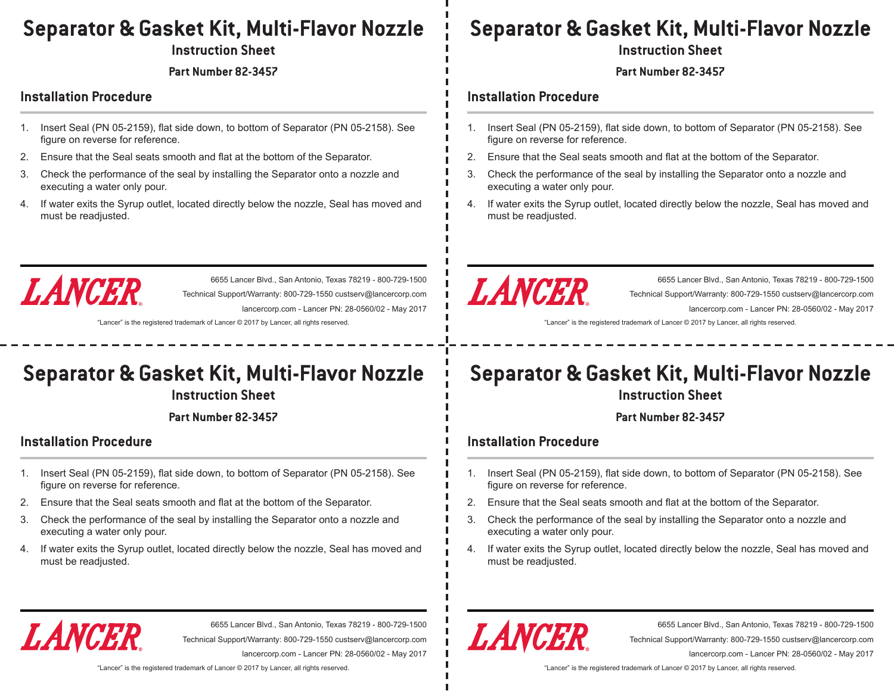# Separator & Gasket Kit, Multi-Flavor Nozzle

## Instruction Sheet

**Part Number 82-3457**

### Installation Procedure

1. Insert Seal (PN 05-2159), flat side down, to bottom of Separator (PN 05-2158). See figure on reverse for reference.
2. Ensure that the Seal seats smooth and flat at the bottom of the Separator.
3. Check the performance of the seal by installing the Separator onto a nozzle and executing a water only pour.
4. If water exits the Syrup outlet, located directly below the nozzle, Seal has moved and must be readjusted.

LANCER®

6655 Lancer Blvd., San Antonio, Texas 78219 - 800-729-1500
Technical Support/Warranty: 800-729-1550 custserv@lancercorp.com
lancercorp.com - Lancer PN: 28-0560/02 - May 2017

"Lancer" is the registered trademark of Lancer © 2017 by Lancer, all rights reserved.

# Separator & Gasket Kit, Multi-Flavor Nozzle

## Instruction Sheet

**Part Number 82-3457**

### Installation Procedure

1. Insert Seal (PN 05-2159), flat side down, to bottom of Separator (PN 05-2158). See figure on reverse for reference.
2. Ensure that the Seal seats smooth and flat at the bottom of the Separator.
3. Check the performance of the seal by installing the Separator onto a nozzle and executing a water only pour.
4. If water exits the Syrup outlet, located directly below the nozzle, Seal has moved and must be readjusted.

LANCER®

6655 Lancer Blvd., San Antonio, Texas 78219 - 800-729-1500
Technical Support/Warranty: 800-729-1550 custserv@lancercorp.com
lancercorp.com - Lancer PN: 28-0560/02 - May 2017

"Lancer" is the registered trademark of Lancer © 2017 by Lancer, all rights reserved.

# Separator & Gasket Kit, Multi-Flavor Nozzle

## Instruction Sheet

**Part Number 82-3457**

### Installation Procedure

1. Insert Seal (PN 05-2159), flat side down, to bottom of Separator (PN 05-2158). See figure on reverse for reference.
2. Ensure that the Seal seats smooth and flat at the bottom of the Separator.
3. Check the performance of the seal by installing the Separator onto a nozzle and executing a water only pour.
4. If water exits the Syrup outlet, located directly below the nozzle, Seal has moved and must be readjusted.

LANCER®

6655 Lancer Blvd., San Antonio, Texas 78219 - 800-729-1500
Technical Support/Warranty: 800-729-1550 custserv@lancercorp.com
lancercorp.com - Lancer PN: 28-0560/02 - May 2017

"Lancer" is the registered trademark of Lancer © 2017 by Lancer, all rights reserved.

# Separator & Gasket Kit, Multi-Flavor Nozzle

## Instruction Sheet

**Part Number 82-3457**

### Installation Procedure

1. Insert Seal (PN 05-2159), flat side down, to bottom of Separator (PN 05-2158). See figure on reverse for reference.
2. Ensure that the Seal seats smooth and flat at the bottom of the Separator.
3. Check the performance of the seal by installing the Separator onto a nozzle and executing a water only pour.
4. If water exits the Syrup outlet, located directly below the nozzle, Seal has moved and must be readjusted.

LANCER®

6655 Lancer Blvd., San Antonio, Texas 78219 - 800-729-1500
Technical Support/Warranty: 800-729-1550 custserv@lancercorp.com
lancercorp.com - Lancer PN: 28-0560/02 - May 2017

"Lancer" is the registered trademark of Lancer © 2017 by Lancer, all rights reserved.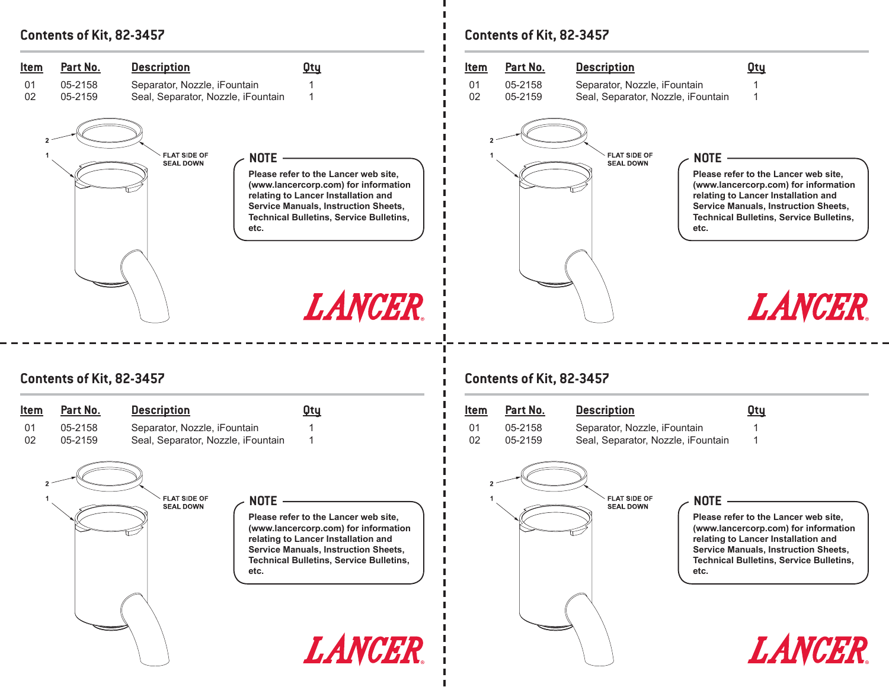## Contents of Kit, 82-3457

| Item | Part No. | Description | Qty |
|---|---|---|---|
| 01 | 05-2158 | Separator, Nozzle, iFountain | 1 |
| 02 | 05-2159 | Seal, Separator, Nozzle, iFountain | 1 |

2

1

FLAT SIDE OF SEAL DOWN

**NOTE**

**Please refer to the Lancer web site, (www.lancercorp.com) for information relating to Lancer Installation and Service Manuals, Instruction Sheets, Technical Bulletins, Service Bulletins, etc.**

LANCER

## Contents of Kit, 82-3457

| Item | Part No. | Description | Qty |
|---|---|---|---|
| 01 | 05-2158 | Separator, Nozzle, iFountain | 1 |
| 02 | 05-2159 | Seal, Separator, Nozzle, iFountain | 1 |

2

1

FLAT SIDE OF SEAL DOWN

**NOTE**

**Please refer to the Lancer web site, (www.lancercorp.com) for information relating to Lancer Installation and Service Manuals, Instruction Sheets, Technical Bulletins, Service Bulletins, etc.**

LANCER

## Contents of Kit, 82-3457

| Item | Part No. | Description | Qty |
|---|---|---|---|
| 01 | 05-2158 | Separator, Nozzle, iFountain | 1 |
| 02 | 05-2159 | Seal, Separator, Nozzle, iFountain | 1 |

2

1

FLAT SIDE OF SEAL DOWN

**NOTE**

**Please refer to the Lancer web site, (www.lancercorp.com) for information relating to Lancer Installation and Service Manuals, Instruction Sheets, Technical Bulletins, Service Bulletins, etc.**

LANCER

## Contents of Kit, 82-3457

| Item | Part No. | Description | Qty |
|---|---|---|---|
| 01 | 05-2158 | Separator, Nozzle, iFountain | 1 |
| 02 | 05-2159 | Seal, Separator, Nozzle, iFountain | 1 |

2

1

FLAT SIDE OF SEAL DOWN

**NOTE**

**Please refer to the Lancer web site, (www.lancercorp.com) for information relating to Lancer Installation and Service Manuals, Instruction Sheets, Technical Bulletins, Service Bulletins, etc.**

LANCER